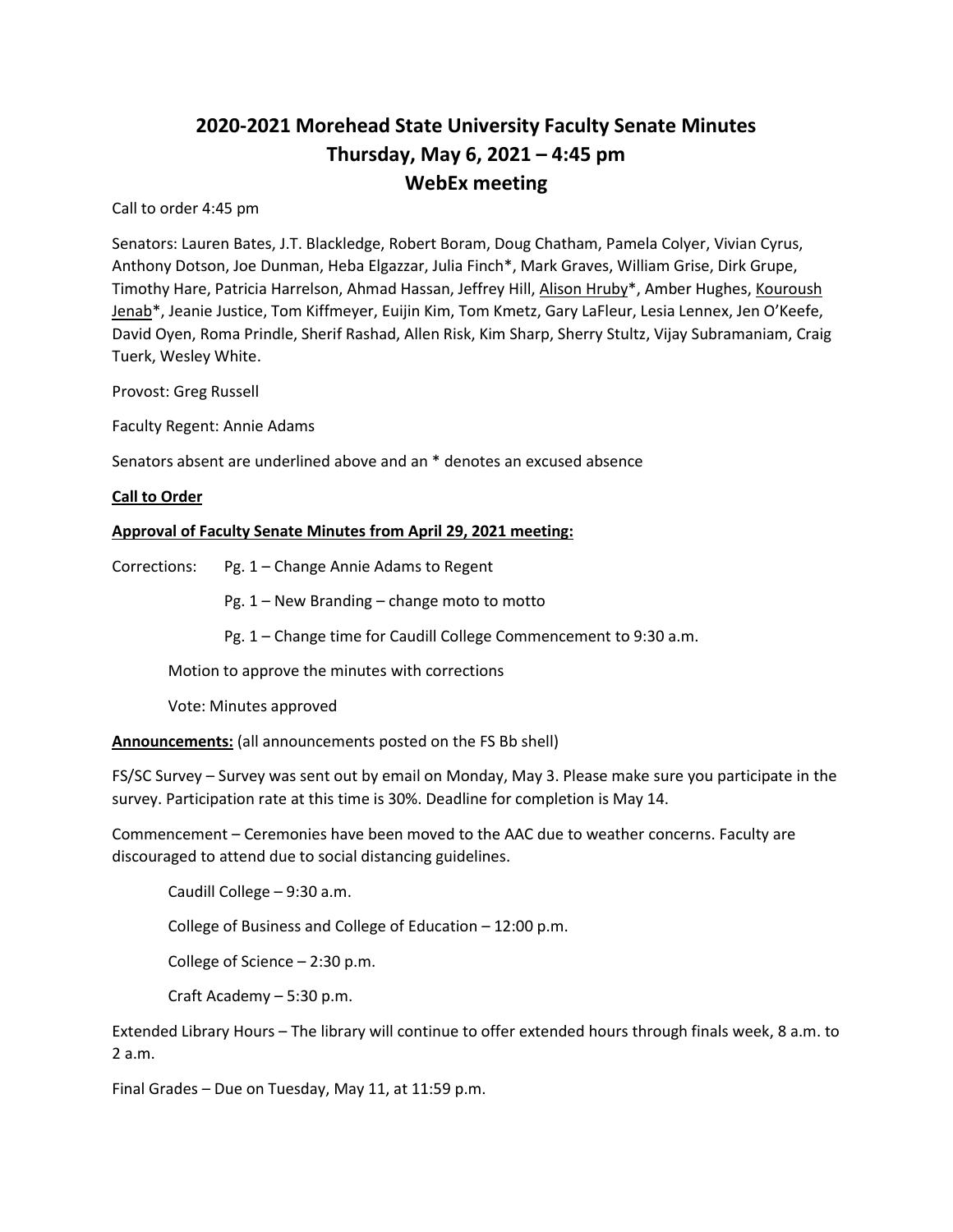# 2020-2021 Morehead State University Faculty Senate Minutes
## Thursday, May 6, 2021 – 4:45 pm
## WebEx meeting

Call to order 4:45 pm

Senators: Lauren Bates, J.T. Blackledge, Robert Boram, Doug Chatham, Pamela Colyer, Vivian Cyrus, Anthony Dotson, Joe Dunman, Heba Elgazzar, Julia Finch*, Mark Graves, William Grise, Dirk Grupe, Timothy Hare, Patricia Harrelson, Ahmad Hassan, Jeffrey Hill, <u>Alison Hruby</u>*, Amber Hughes, <u>Kouroush Jenab</u>*, Jeanie Justice, Tom Kiffmeyer, Euijin Kim, Tom Kmetz, Gary LaFleur, Lesia Lennex, Jen O'Keefe, David Oyen, Roma Prindle, Sherif Rashad, Allen Risk, Kim Sharp, Sherry Stultz, Vijay Subramaniam, Craig Tuerk, Wesley White.

Provost: Greg Russell

Faculty Regent: Annie Adams

Senators absent are underlined above and an * denotes an excused absence

**<u>Call to Order</u>**

**<u>Approval of Faculty Senate Minutes from April 29, 2021 meeting:</u>**

Corrections:
- Pg. 1 – Change Annie Adams to Regent
- Pg. 1 – New Branding – change moto to motto
- Pg. 1 – Change time for Caudill College Commencement to 9:30 a.m.

Motion to approve the minutes with corrections

Vote: Minutes approved

**<u>Announcements:</u>** (all announcements posted on the FS Bb shell)

FS/SC Survey – Survey was sent out by email on Monday, May 3. Please make sure you participate in the survey. Participation rate at this time is 30%. Deadline for completion is May 14.

Commencement – Ceremonies have been moved to the AAC due to weather concerns. Faculty are discouraged to attend due to social distancing guidelines.

- Caudill College – 9:30 a.m.
- College of Business and College of Education – 12:00 p.m.
- College of Science – 2:30 p.m.
- Craft Academy – 5:30 p.m.

Extended Library Hours – The library will continue to offer extended hours through finals week, 8 a.m. to 2 a.m.

Final Grades – Due on Tuesday, May 11, at 11:59 p.m.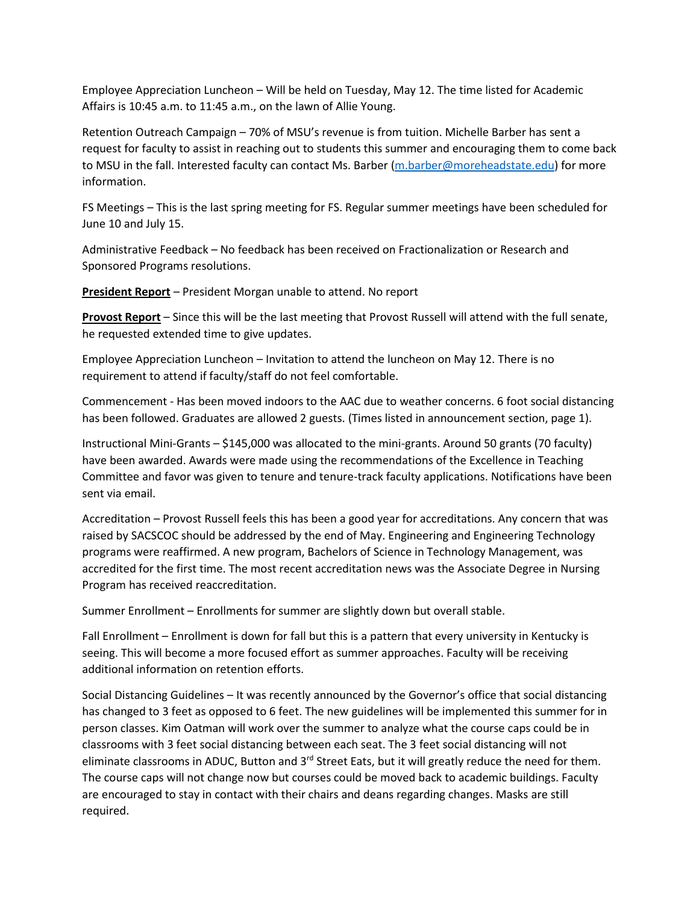Employee Appreciation Luncheon – Will be held on Tuesday, May 12. The time listed for Academic Affairs is 10:45 a.m. to 11:45 a.m., on the lawn of Allie Young.

Retention Outreach Campaign – 70% of MSU's revenue is from tuition. Michelle Barber has sent a request for faculty to assist in reaching out to students this summer and encouraging them to come back to MSU in the fall. Interested faculty can contact Ms. Barber ([m.barber@moreheadstate.edu](mailto:m.barber@moreheadstate.edu)) for more information.

FS Meetings – This is the last spring meeting for FS. Regular summer meetings have been scheduled for June 10 and July 15.

Administrative Feedback – No feedback has been received on Fractionalization or Research and Sponsored Programs resolutions.

**President Report** – President Morgan unable to attend. No report

**Provost Report** – Since this will be the last meeting that Provost Russell will attend with the full senate, he requested extended time to give updates.

Employee Appreciation Luncheon – Invitation to attend the luncheon on May 12. There is no requirement to attend if faculty/staff do not feel comfortable.

Commencement - Has been moved indoors to the AAC due to weather concerns. 6 foot social distancing has been followed. Graduates are allowed 2 guests. (Times listed in announcement section, page 1).

Instructional Mini-Grants – $145,000 was allocated to the mini-grants. Around 50 grants (70 faculty) have been awarded. Awards were made using the recommendations of the Excellence in Teaching Committee and favor was given to tenure and tenure-track faculty applications. Notifications have been sent via email.

Accreditation – Provost Russell feels this has been a good year for accreditations. Any concern that was raised by SACSCOC should be addressed by the end of May. Engineering and Engineering Technology programs were reaffirmed. A new program, Bachelors of Science in Technology Management, was accredited for the first time. The most recent accreditation news was the Associate Degree in Nursing Program has received reaccreditation.

Summer Enrollment – Enrollments for summer are slightly down but overall stable.

Fall Enrollment – Enrollment is down for fall but this is a pattern that every university in Kentucky is seeing. This will become a more focused effort as summer approaches. Faculty will be receiving additional information on retention efforts.

Social Distancing Guidelines – It was recently announced by the Governor's office that social distancing has changed to 3 feet as opposed to 6 feet. The new guidelines will be implemented this summer for in person classes. Kim Oatman will work over the summer to analyze what the course caps could be in classrooms with 3 feet social distancing between each seat. The 3 feet social distancing will not eliminate classrooms in ADUC, Button and 3rd Street Eats, but it will greatly reduce the need for them. The course caps will not change now but courses could be moved back to academic buildings. Faculty are encouraged to stay in contact with their chairs and deans regarding changes. Masks are still required.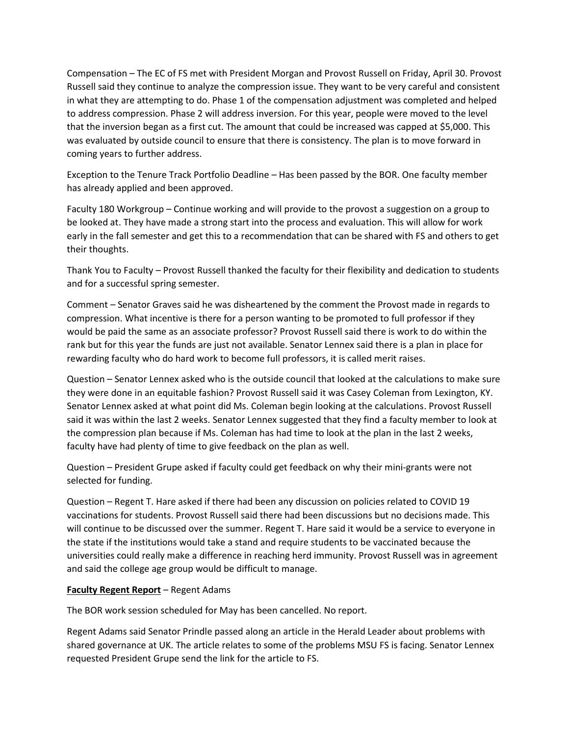Compensation – The EC of FS met with President Morgan and Provost Russell on Friday, April 30. Provost Russell said they continue to analyze the compression issue. They want to be very careful and consistent in what they are attempting to do. Phase 1 of the compensation adjustment was completed and helped to address compression. Phase 2 will address inversion. For this year, people were moved to the level that the inversion began as a first cut. The amount that could be increased was capped at $5,000. This was evaluated by outside council to ensure that there is consistency. The plan is to move forward in coming years to further address.

Exception to the Tenure Track Portfolio Deadline – Has been passed by the BOR. One faculty member has already applied and been approved.

Faculty 180 Workgroup – Continue working and will provide to the provost a suggestion on a group to be looked at. They have made a strong start into the process and evaluation. This will allow for work early in the fall semester and get this to a recommendation that can be shared with FS and others to get their thoughts.

Thank You to Faculty – Provost Russell thanked the faculty for their flexibility and dedication to students and for a successful spring semester.

Comment – Senator Graves said he was disheartened by the comment the Provost made in regards to compression. What incentive is there for a person wanting to be promoted to full professor if they would be paid the same as an associate professor? Provost Russell said there is work to do within the rank but for this year the funds are just not available. Senator Lennex said there is a plan in place for rewarding faculty who do hard work to become full professors, it is called merit raises.

Question – Senator Lennex asked who is the outside council that looked at the calculations to make sure they were done in an equitable fashion? Provost Russell said it was Casey Coleman from Lexington, KY. Senator Lennex asked at what point did Ms. Coleman begin looking at the calculations. Provost Russell said it was within the last 2 weeks. Senator Lennex suggested that they find a faculty member to look at the compression plan because if Ms. Coleman has had time to look at the plan in the last 2 weeks, faculty have had plenty of time to give feedback on the plan as well.

Question – President Grupe asked if faculty could get feedback on why their mini-grants were not selected for funding.

Question – Regent T. Hare asked if there had been any discussion on policies related to COVID 19 vaccinations for students. Provost Russell said there had been discussions but no decisions made. This will continue to be discussed over the summer. Regent T. Hare said it would be a service to everyone in the state if the institutions would take a stand and require students to be vaccinated because the universities could really make a difference in reaching herd immunity. Provost Russell was in agreement and said the college age group would be difficult to manage.

**Faculty Regent Report** – Regent Adams

The BOR work session scheduled for May has been cancelled. No report.

Regent Adams said Senator Prindle passed along an article in the Herald Leader about problems with shared governance at UK. The article relates to some of the problems MSU FS is facing. Senator Lennex requested President Grupe send the link for the article to FS.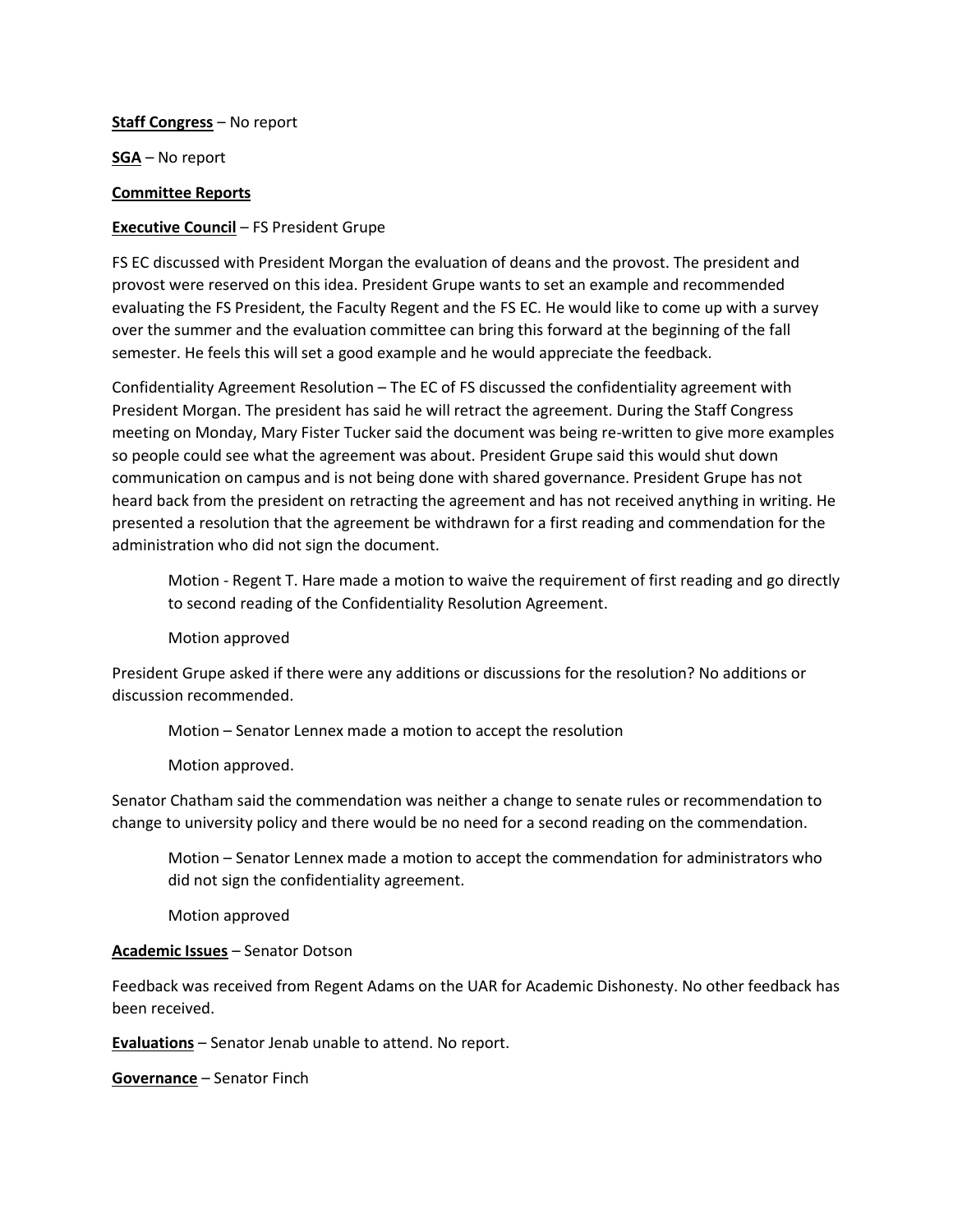**Staff Congress** – No report

**SGA** – No report

**Committee Reports**

**Executive Council** – FS President Grupe

FS EC discussed with President Morgan the evaluation of deans and the provost. The president and provost were reserved on this idea. President Grupe wants to set an example and recommended evaluating the FS President, the Faculty Regent and the FS EC. He would like to come up with a survey over the summer and the evaluation committee can bring this forward at the beginning of the fall semester. He feels this will set a good example and he would appreciate the feedback.

Confidentiality Agreement Resolution – The EC of FS discussed the confidentiality agreement with President Morgan. The president has said he will retract the agreement. During the Staff Congress meeting on Monday, Mary Fister Tucker said the document was being re-written to give more examples so people could see what the agreement was about. President Grupe said this would shut down communication on campus and is not being done with shared governance. President Grupe has not heard back from the president on retracting the agreement and has not received anything in writing. He presented a resolution that the agreement be withdrawn for a first reading and commendation for the administration who did not sign the document.

> Motion - Regent T. Hare made a motion to waive the requirement of first reading and go directly to second reading of the Confidentiality Resolution Agreement.
>
> Motion approved

President Grupe asked if there were any additions or discussions for the resolution? No additions or discussion recommended.

> Motion – Senator Lennex made a motion to accept the resolution
>
> Motion approved.

Senator Chatham said the commendation was neither a change to senate rules or recommendation to change to university policy and there would be no need for a second reading on the commendation.

> Motion – Senator Lennex made a motion to accept the commendation for administrators who did not sign the confidentiality agreement.
>
> Motion approved

**Academic Issues** – Senator Dotson

Feedback was received from Regent Adams on the UAR for Academic Dishonesty. No other feedback has been received.

**Evaluations** – Senator Jenab unable to attend. No report.

**Governance** – Senator Finch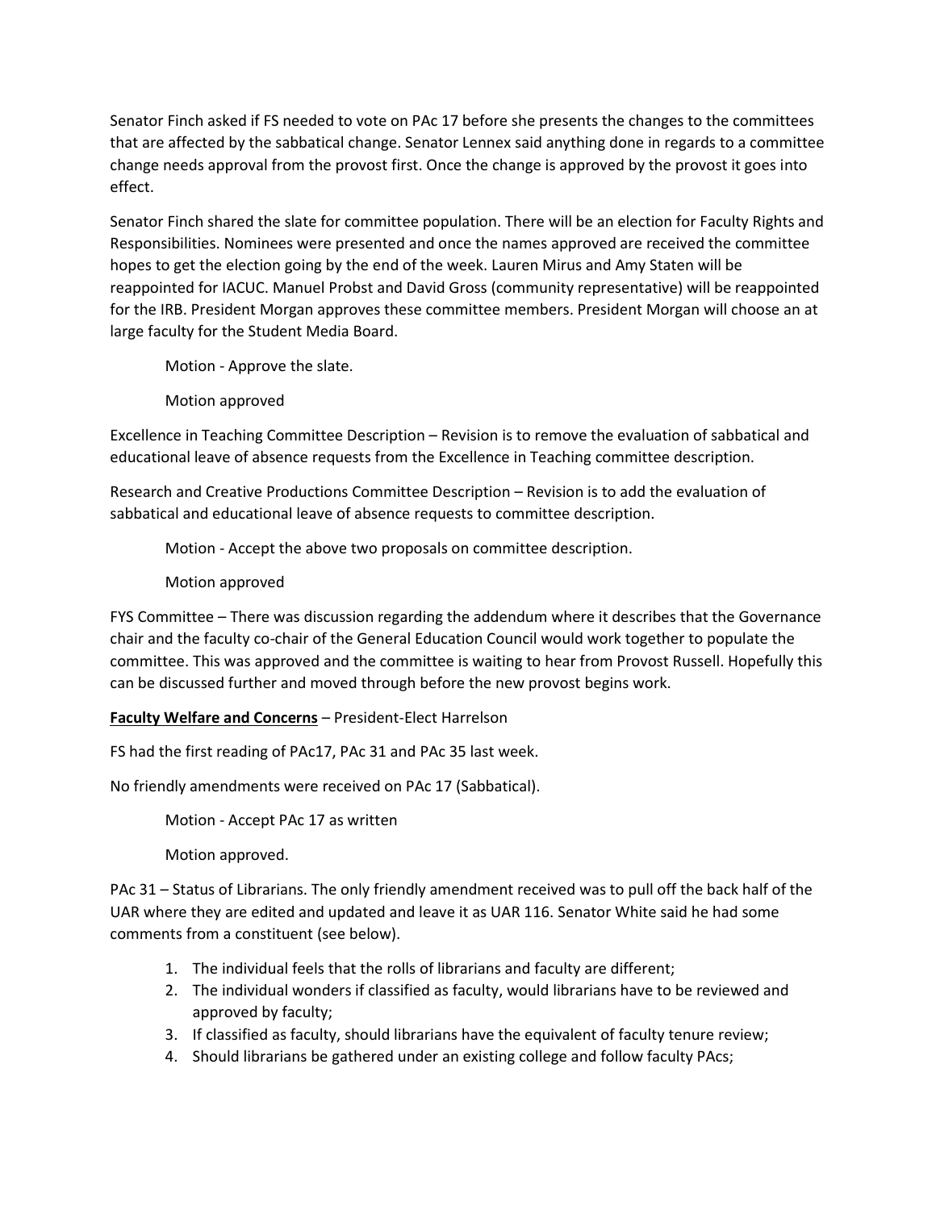Senator Finch asked if FS needed to vote on PAc 17 before she presents the changes to the committees that are affected by the sabbatical change. Senator Lennex said anything done in regards to a committee change needs approval from the provost first. Once the change is approved by the provost it goes into effect.

Senator Finch shared the slate for committee population. There will be an election for Faculty Rights and Responsibilities. Nominees were presented and once the names approved are received the committee hopes to get the election going by the end of the week. Lauren Mirus and Amy Staten will be reappointed for IACUC. Manuel Probst and David Gross (community representative) will be reappointed for the IRB. President Morgan approves these committee members. President Morgan will choose an at large faculty for the Student Media Board.

> Motion - Approve the slate.
>
> Motion approved

Excellence in Teaching Committee Description – Revision is to remove the evaluation of sabbatical and educational leave of absence requests from the Excellence in Teaching committee description.

Research and Creative Productions Committee Description – Revision is to add the evaluation of sabbatical and educational leave of absence requests to committee description.

> Motion - Accept the above two proposals on committee description.
>
> Motion approved

FYS Committee – There was discussion regarding the addendum where it describes that the Governance chair and the faculty co-chair of the General Education Council would work together to populate the committee. This was approved and the committee is waiting to hear from Provost Russell. Hopefully this can be discussed further and moved through before the new provost begins work.

**Faculty Welfare and Concerns** – President-Elect Harrelson

FS had the first reading of PAc17, PAc 31 and PAc 35 last week.

No friendly amendments were received on PAc 17 (Sabbatical).

> Motion - Accept PAc 17 as written
>
> Motion approved.

PAc 31 – Status of Librarians. The only friendly amendment received was to pull off the back half of the UAR where they are edited and updated and leave it as UAR 116. Senator White said he had some comments from a constituent (see below).

1. The individual feels that the rolls of librarians and faculty are different;
2. The individual wonders if classified as faculty, would librarians have to be reviewed and approved by faculty;
3. If classified as faculty, should librarians have the equivalent of faculty tenure review;
4. Should librarians be gathered under an existing college and follow faculty PAcs;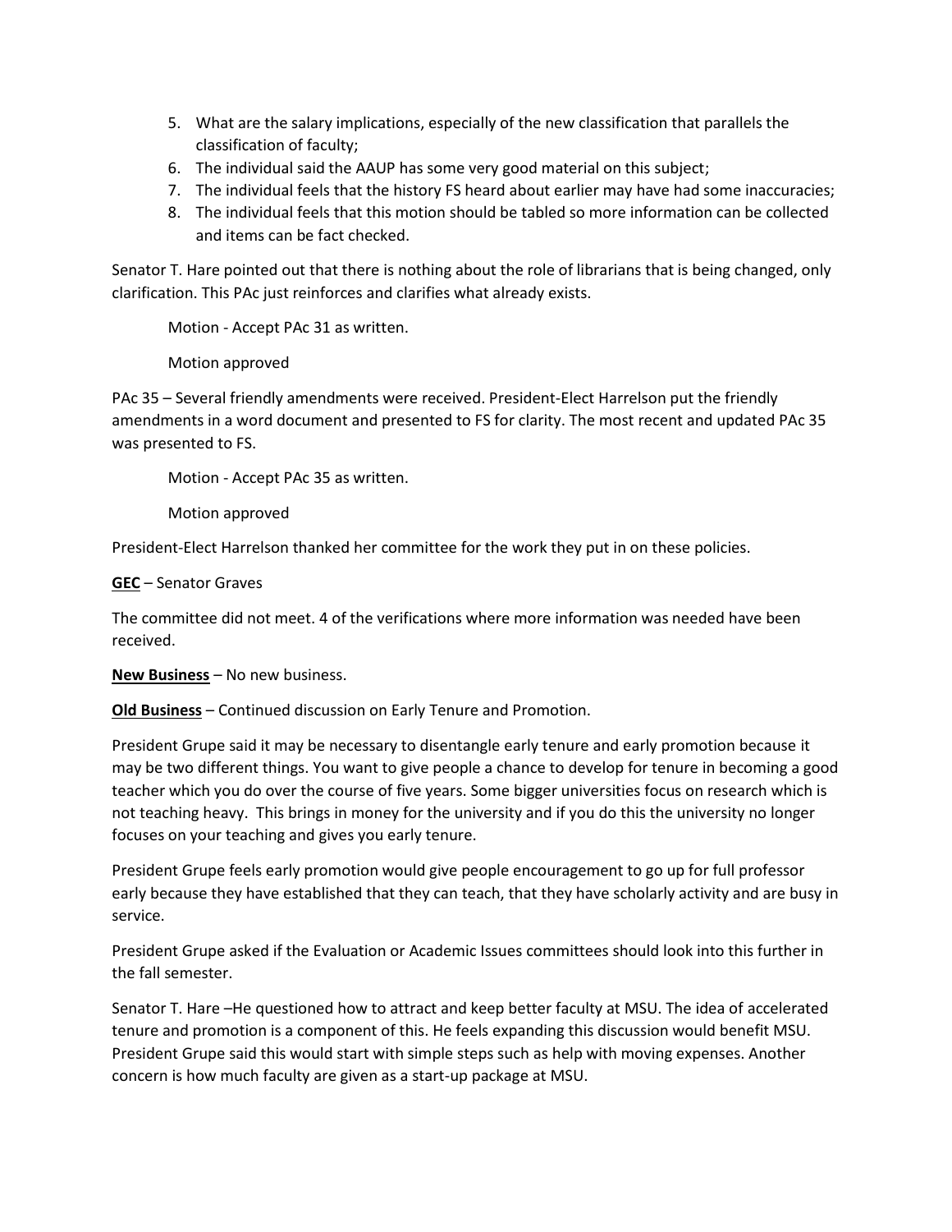5. What are the salary implications, especially of the new classification that parallels the classification of faculty;
6. The individual said the AAUP has some very good material on this subject;
7. The individual feels that the history FS heard about earlier may have had some inaccuracies;
8. The individual feels that this motion should be tabled so more information can be collected and items can be fact checked.

Senator T. Hare pointed out that there is nothing about the role of librarians that is being changed, only clarification. This PAc just reinforces and clarifies what already exists.

Motion - Accept PAc 31 as written.

Motion approved

PAc 35 – Several friendly amendments were received. President-Elect Harrelson put the friendly amendments in a word document and presented to FS for clarity. The most recent and updated PAc 35 was presented to FS.

Motion - Accept PAc 35 as written.

Motion approved

President-Elect Harrelson thanked her committee for the work they put in on these policies.

**<u>GEC</u>** – Senator Graves

The committee did not meet. 4 of the verifications where more information was needed have been received.

**<u>New Business</u>** – No new business.

**<u>Old Business</u>** – Continued discussion on Early Tenure and Promotion.

President Grupe said it may be necessary to disentangle early tenure and early promotion because it may be two different things. You want to give people a chance to develop for tenure in becoming a good teacher which you do over the course of five years. Some bigger universities focus on research which is not teaching heavy. This brings in money for the university and if you do this the university no longer focuses on your teaching and gives you early tenure.

President Grupe feels early promotion would give people encouragement to go up for full professor early because they have established that they can teach, that they have scholarly activity and are busy in service.

President Grupe asked if the Evaluation or Academic Issues committees should look into this further in the fall semester.

Senator T. Hare –He questioned how to attract and keep better faculty at MSU. The idea of accelerated tenure and promotion is a component of this. He feels expanding this discussion would benefit MSU. President Grupe said this would start with simple steps such as help with moving expenses. Another concern is how much faculty are given as a start-up package at MSU.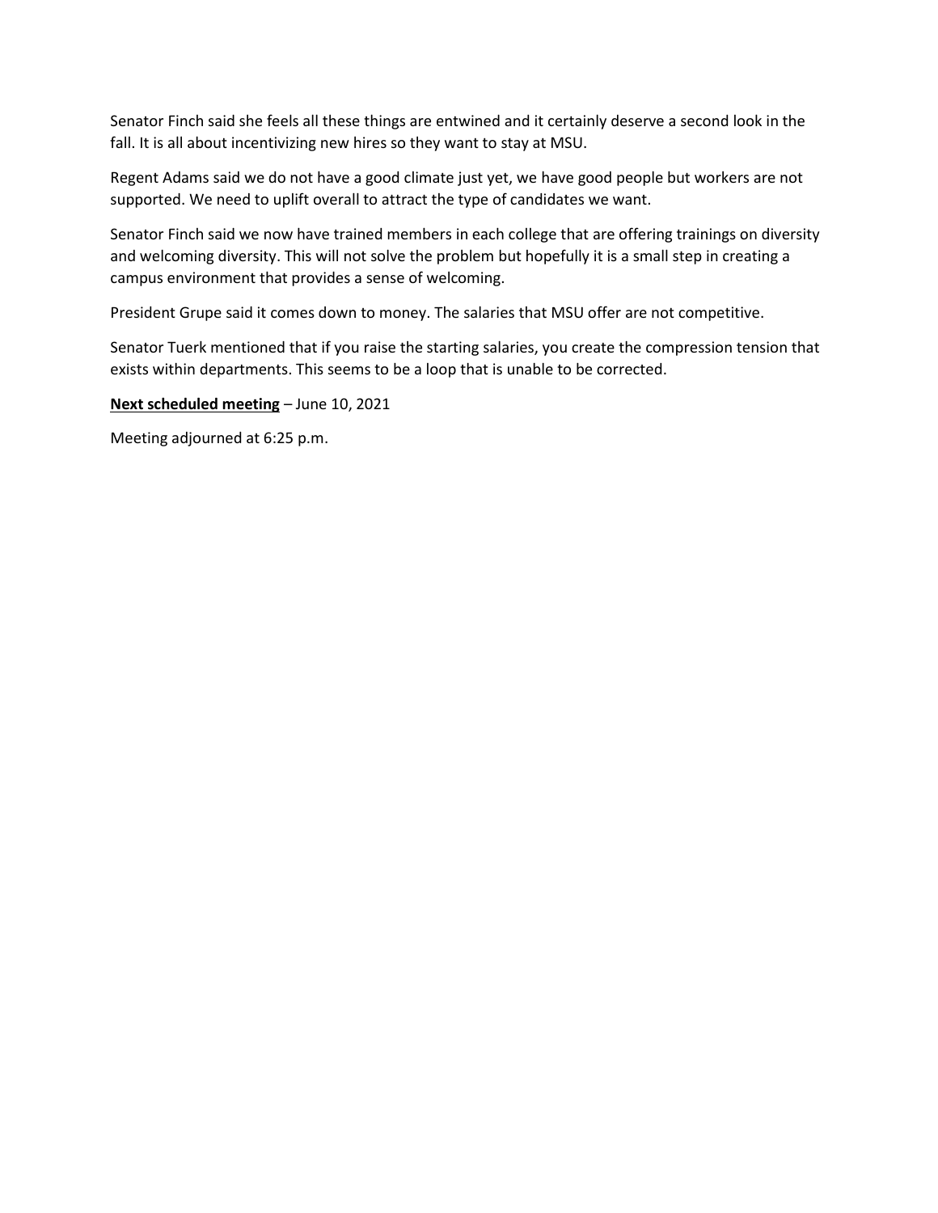Senator Finch said she feels all these things are entwined and it certainly deserve a second look in the fall. It is all about incentivizing new hires so they want to stay at MSU.

Regent Adams said we do not have a good climate just yet, we have good people but workers are not supported. We need to uplift overall to attract the type of candidates we want.

Senator Finch said we now have trained members in each college that are offering trainings on diversity and welcoming diversity. This will not solve the problem but hopefully it is a small step in creating a campus environment that provides a sense of welcoming.

President Grupe said it comes down to money. The salaries that MSU offer are not competitive.

Senator Tuerk mentioned that if you raise the starting salaries, you create the compression tension that exists within departments. This seems to be a loop that is unable to be corrected.

**<u>Next scheduled meeting</u>** – June 10, 2021

Meeting adjourned at 6:25 p.m.